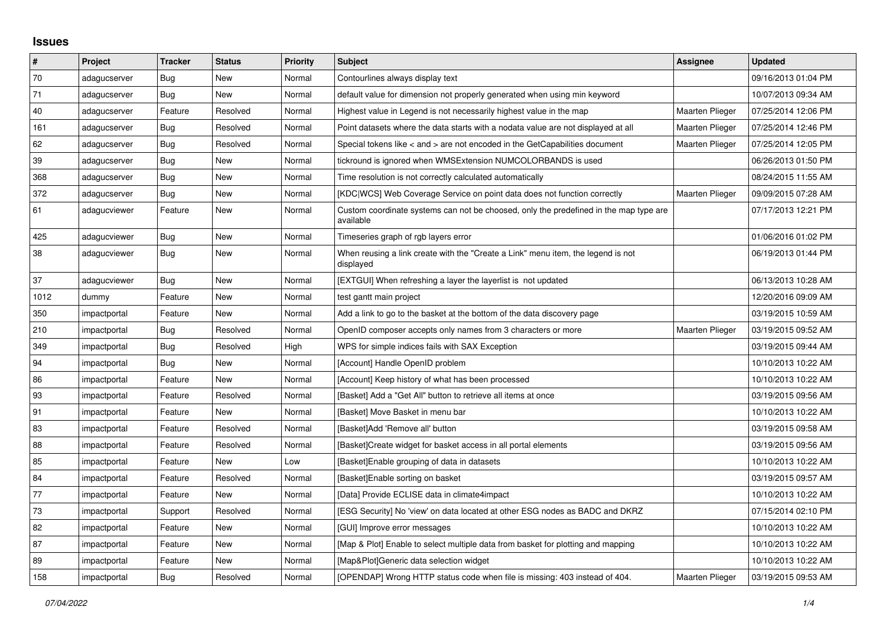## Issues

| # | Project | Tracker | Status | Priority | Subject | Assignee | Updated |
|---|---|---|---|---|---|---|---|
| 70 | adagucserver | Bug | New | Normal | Contourlines always display text | | 09/16/2013 01:04 PM |
| 71 | adagucserver | Bug | New | Normal | default value for dimension not properly generated when using min keyword | | 10/07/2013 09:34 AM |
| 40 | adagucserver | Feature | Resolved | Normal | Highest value in Legend is not necessarily highest value in the map | Maarten Plieger | 07/25/2014 12:06 PM |
| 161 | adagucserver | Bug | Resolved | Normal | Point datasets where the data starts with a nodata value are not displayed at all | Maarten Plieger | 07/25/2014 12:46 PM |
| 62 | adagucserver | Bug | Resolved | Normal | Special tokens like < and > are not encoded in the GetCapabilities document | Maarten Plieger | 07/25/2014 12:05 PM |
| 39 | adagucserver | Bug | New | Normal | tickround is ignored when WMSExtension NUMCOLORBANDS is used | | 06/26/2013 01:50 PM |
| 368 | adagucserver | Bug | New | Normal | Time resolution is not correctly calculated automatically | | 08/24/2015 11:55 AM |
| 372 | adagucserver | Bug | New | Normal | [KDC\|WCS] Web Coverage Service on point data does not function correctly | Maarten Plieger | 09/09/2015 07:28 AM |
| 61 | adagucviewer | Feature | New | Normal | Custom coordinate systems can not be choosed, only the predefined in the map type are available | | 07/17/2013 12:21 PM |
| 425 | adagucviewer | Bug | New | Normal | Timeseries graph of rgb layers error | | 01/06/2016 01:02 PM |
| 38 | adagucviewer | Bug | New | Normal | When reusing a link create with the "Create a Link" menu item, the legend is not displayed | | 06/19/2013 01:44 PM |
| 37 | adagucviewer | Bug | New | Normal | [EXTGUI] When refreshing a layer the layerlist is not updated | | 06/13/2013 10:28 AM |
| 1012 | dummy | Feature | New | Normal | test gantt main project | | 12/20/2016 09:09 AM |
| 350 | impactportal | Feature | New | Normal | Add a link to go to the basket at the bottom of the data discovery page | | 03/19/2015 10:59 AM |
| 210 | impactportal | Bug | Resolved | Normal | OpenID composer accepts only names from 3 characters or more | Maarten Plieger | 03/19/2015 09:52 AM |
| 349 | impactportal | Bug | Resolved | High | WPS for simple indices fails with SAX Exception | | 03/19/2015 09:44 AM |
| 94 | impactportal | Bug | New | Normal | [Account] Handle OpenID problem | | 10/10/2013 10:22 AM |
| 86 | impactportal | Feature | New | Normal | [Account] Keep history of what has been processed | | 10/10/2013 10:22 AM |
| 93 | impactportal | Feature | Resolved | Normal | [Basket] Add a "Get All" button to retrieve all items at once | | 03/19/2015 09:56 AM |
| 91 | impactportal | Feature | New | Normal | [Basket] Move Basket in menu bar | | 10/10/2013 10:22 AM |
| 83 | impactportal | Feature | Resolved | Normal | [Basket]Add 'Remove all' button | | 03/19/2015 09:58 AM |
| 88 | impactportal | Feature | Resolved | Normal | [Basket]Create widget for basket access in all portal elements | | 03/19/2015 09:56 AM |
| 85 | impactportal | Feature | New | Low | [Basket]Enable grouping of data in datasets | | 10/10/2013 10:22 AM |
| 84 | impactportal | Feature | Resolved | Normal | [Basket]Enable sorting on basket | | 03/19/2015 09:57 AM |
| 77 | impactportal | Feature | New | Normal | [Data] Provide ECLISE data in climate4impact | | 10/10/2013 10:22 AM |
| 73 | impactportal | Support | Resolved | Normal | [ESG Security] No 'view' on data located at other ESG nodes as BADC and DKRZ | | 07/15/2014 02:10 PM |
| 82 | impactportal | Feature | New | Normal | [GUI] Improve error messages | | 10/10/2013 10:22 AM |
| 87 | impactportal | Feature | New | Normal | [Map & Plot] Enable to select multiple data from basket for plotting and mapping | | 10/10/2013 10:22 AM |
| 89 | impactportal | Feature | New | Normal | [Map&Plot]Generic data selection widget | | 10/10/2013 10:22 AM |
| 158 | impactportal | Bug | Resolved | Normal | [OPENDAP] Wrong HTTP status code when file is missing: 403 instead of 404. | Maarten Plieger | 03/19/2015 09:53 AM |

*07/04/2022*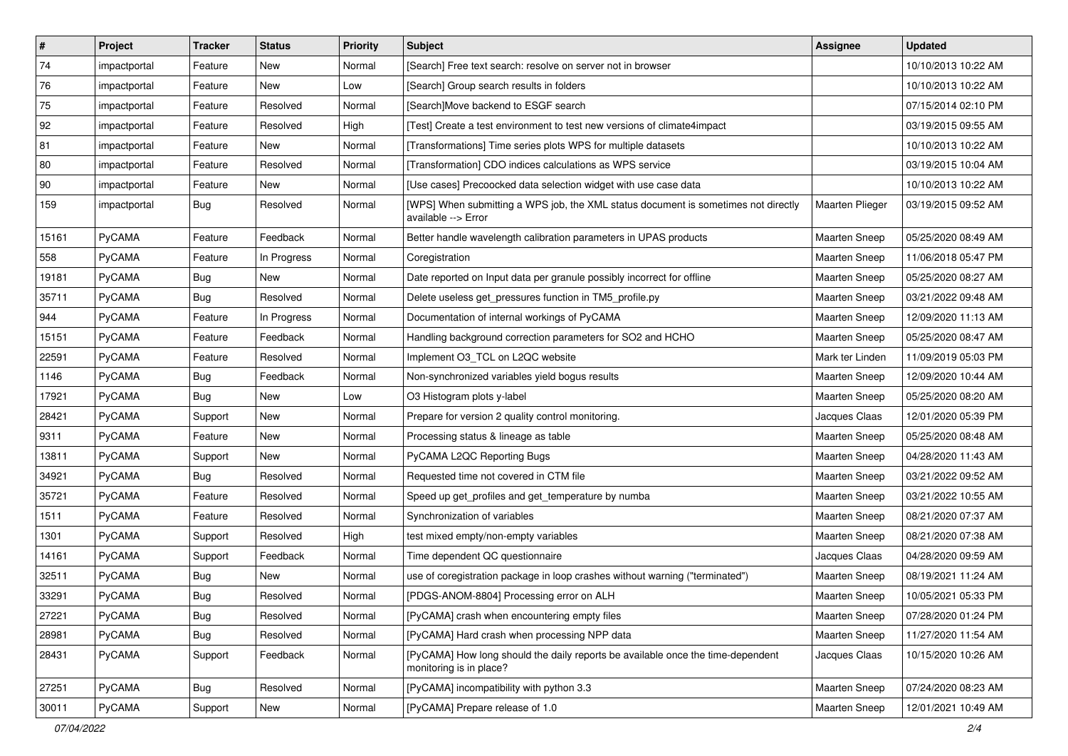| # | Project | Tracker | Status | Priority | Subject | Assignee | Updated |
|---|---|---|---|---|---|---|---|
| 74 | impactportal | Feature | New | Normal | [Search] Free text search: resolve on server not in browser | | 10/10/2013 10:22 AM |
| 76 | impactportal | Feature | New | Low | [Search] Group search results in folders | | 10/10/2013 10:22 AM |
| 75 | impactportal | Feature | Resolved | Normal | [Search]Move backend to ESGF search | | 07/15/2014 02:10 PM |
| 92 | impactportal | Feature | Resolved | High | [Test] Create a test environment to test new versions of climate4impact | | 03/19/2015 09:55 AM |
| 81 | impactportal | Feature | New | Normal | [Transformations] Time series plots WPS for multiple datasets | | 10/10/2013 10:22 AM |
| 80 | impactportal | Feature | Resolved | Normal | [Transformation] CDO indices calculations as WPS service | | 03/19/2015 10:04 AM |
| 90 | impactportal | Feature | New | Normal | [Use cases] Precoocked data selection widget with use case data | | 10/10/2013 10:22 AM |
| 159 | impactportal | Bug | Resolved | Normal | [WPS] When submitting a WPS job, the XML status document is sometimes not directly available --> Error | Maarten Plieger | 03/19/2015 09:52 AM |
| 15161 | PyCAMA | Feature | Feedback | Normal | Better handle wavelength calibration parameters in UPAS products | Maarten Sneep | 05/25/2020 08:49 AM |
| 558 | PyCAMA | Feature | In Progress | Normal | Coregistration | Maarten Sneep | 11/06/2018 05:47 PM |
| 19181 | PyCAMA | Bug | New | Normal | Date reported on Input data per granule possibly incorrect for offline | Maarten Sneep | 05/25/2020 08:27 AM |
| 35711 | PyCAMA | Bug | Resolved | Normal | Delete useless get_pressures function in TM5_profile.py | Maarten Sneep | 03/21/2022 09:48 AM |
| 944 | PyCAMA | Feature | In Progress | Normal | Documentation of internal workings of PyCAMA | Maarten Sneep | 12/09/2020 11:13 AM |
| 15151 | PyCAMA | Feature | Feedback | Normal | Handling background correction parameters for SO2 and HCHO | Maarten Sneep | 05/25/2020 08:47 AM |
| 22591 | PyCAMA | Feature | Resolved | Normal | Implement O3_TCL on L2QC website | Mark ter Linden | 11/09/2019 05:03 PM |
| 1146 | PyCAMA | Bug | Feedback | Normal | Non-synchronized variables yield bogus results | Maarten Sneep | 12/09/2020 10:44 AM |
| 17921 | PyCAMA | Bug | New | Low | O3 Histogram plots y-label | Maarten Sneep | 05/25/2020 08:20 AM |
| 28421 | PyCAMA | Support | New | Normal | Prepare for version 2 quality control monitoring. | Jacques Claas | 12/01/2020 05:39 PM |
| 9311 | PyCAMA | Feature | New | Normal | Processing status & lineage as table | Maarten Sneep | 05/25/2020 08:48 AM |
| 13811 | PyCAMA | Support | New | Normal | PyCAMA L2QC Reporting Bugs | Maarten Sneep | 04/28/2020 11:43 AM |
| 34921 | PyCAMA | Bug | Resolved | Normal | Requested time not covered in CTM file | Maarten Sneep | 03/21/2022 09:52 AM |
| 35721 | PyCAMA | Feature | Resolved | Normal | Speed up get_profiles and get_temperature by numba | Maarten Sneep | 03/21/2022 10:55 AM |
| 1511 | PyCAMA | Feature | Resolved | Normal | Synchronization of variables | Maarten Sneep | 08/21/2020 07:37 AM |
| 1301 | PyCAMA | Support | Resolved | High | test mixed empty/non-empty variables | Maarten Sneep | 08/21/2020 07:38 AM |
| 14161 | PyCAMA | Support | Feedback | Normal | Time dependent QC questionnaire | Jacques Claas | 04/28/2020 09:59 AM |
| 32511 | PyCAMA | Bug | New | Normal | use of coregistration package in loop crashes without warning ("terminated") | Maarten Sneep | 08/19/2021 11:24 AM |
| 33291 | PyCAMA | Bug | Resolved | Normal | [PDGS-ANOM-8804] Processing error on ALH | Maarten Sneep | 10/05/2021 05:33 PM |
| 27221 | PyCAMA | Bug | Resolved | Normal | [PyCAMA] crash when encountering empty files | Maarten Sneep | 07/28/2020 01:24 PM |
| 28981 | PyCAMA | Bug | Resolved | Normal | [PyCAMA] Hard crash when processing NPP data | Maarten Sneep | 11/27/2020 11:54 AM |
| 28431 | PyCAMA | Support | Feedback | Normal | [PyCAMA] How long should the daily reports be available once the time-dependent monitoring is in place? | Jacques Claas | 10/15/2020 10:26 AM |
| 27251 | PyCAMA | Bug | Resolved | Normal | [PyCAMA] incompatibility with python 3.3 | Maarten Sneep | 07/24/2020 08:23 AM |
| 30011 | PyCAMA | Support | New | Normal | [PyCAMA] Prepare release of 1.0 | Maarten Sneep | 12/01/2021 10:49 AM |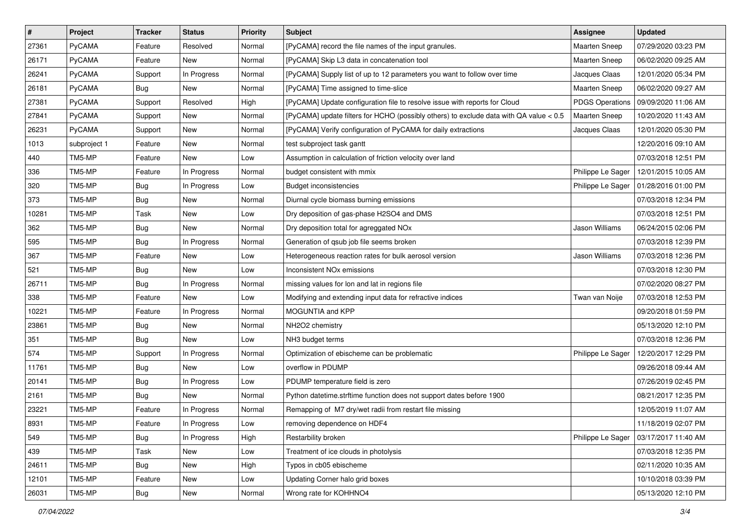| # | Project | Tracker | Status | Priority | Subject | Assignee | Updated |
|---|---|---|---|---|---|---|---|
| 27361 | PyCAMA | Feature | Resolved | Normal | [PyCAMA] record the file names of the input granules. | Maarten Sneep | 07/29/2020 03:23 PM |
| 26171 | PyCAMA | Feature | New | Normal | [PyCAMA] Skip L3 data in concatenation tool | Maarten Sneep | 06/02/2020 09:25 AM |
| 26241 | PyCAMA | Support | In Progress | Normal | [PyCAMA] Supply list of up to 12 parameters you want to follow over time | Jacques Claas | 12/01/2020 05:34 PM |
| 26181 | PyCAMA | Bug | New | Normal | [PyCAMA] Time assigned to time-slice | Maarten Sneep | 06/02/2020 09:27 AM |
| 27381 | PyCAMA | Support | Resolved | High | [PyCAMA] Update configuration file to resolve issue with reports for Cloud | PDGS Operations | 09/09/2020 11:06 AM |
| 27841 | PyCAMA | Support | New | Normal | [PyCAMA] update filters for HCHO (possibly others) to exclude data with QA value < 0.5 | Maarten Sneep | 10/20/2020 11:43 AM |
| 26231 | PyCAMA | Support | New | Normal | [PyCAMA] Verify configuration of PyCAMA for daily extractions | Jacques Claas | 12/01/2020 05:30 PM |
| 1013 | subproject 1 | Feature | New | Normal | test subproject task gantt | | 12/20/2016 09:10 AM |
| 440 | TM5-MP | Feature | New | Low | Assumption in calculation of friction velocity over land | | 07/03/2018 12:51 PM |
| 336 | TM5-MP | Feature | In Progress | Normal | budget consistent with mmix | Philippe Le Sager | 12/01/2015 10:05 AM |
| 320 | TM5-MP | Bug | In Progress | Low | Budget inconsistencies | Philippe Le Sager | 01/28/2016 01:00 PM |
| 373 | TM5-MP | Bug | New | Normal | Diurnal cycle biomass burning emissions | | 07/03/2018 12:34 PM |
| 10281 | TM5-MP | Task | New | Low | Dry deposition of gas-phase H2SO4 and DMS | | 07/03/2018 12:51 PM |
| 362 | TM5-MP | Bug | New | Normal | Dry deposition total for agreggated NOx | Jason Williams | 06/24/2015 02:06 PM |
| 595 | TM5-MP | Bug | In Progress | Normal | Generation of qsub job file seems broken | | 07/03/2018 12:39 PM |
| 367 | TM5-MP | Feature | New | Low | Heterogeneous reaction rates for bulk aerosol version | Jason Williams | 07/03/2018 12:36 PM |
| 521 | TM5-MP | Bug | New | Low | Inconsistent NOx emissions | | 07/03/2018 12:30 PM |
| 26711 | TM5-MP | Bug | In Progress | Normal | missing values for lon and lat in regions file | | 07/02/2020 08:27 PM |
| 338 | TM5-MP | Feature | New | Low | Modifying and extending input data for refractive indices | Twan van Noije | 07/03/2018 12:53 PM |
| 10221 | TM5-MP | Feature | In Progress | Normal | MOGUNTIA and KPP | | 09/20/2018 01:59 PM |
| 23861 | TM5-MP | Bug | New | Normal | NH2O2 chemistry | | 05/13/2020 12:10 PM |
| 351 | TM5-MP | Bug | New | Low | NH3 budget terms | | 07/03/2018 12:36 PM |
| 574 | TM5-MP | Support | In Progress | Normal | Optimization of ebischeme can be problematic | Philippe Le Sager | 12/20/2017 12:29 PM |
| 11761 | TM5-MP | Bug | New | Low | overflow in PDUMP | | 09/26/2018 09:44 AM |
| 20141 | TM5-MP | Bug | In Progress | Low | PDUMP temperature field is zero | | 07/26/2019 02:45 PM |
| 2161 | TM5-MP | Bug | New | Normal | Python datetime.strftime function does not support dates before 1900 | | 08/21/2017 12:35 PM |
| 23221 | TM5-MP | Feature | In Progress | Normal | Remapping of M7 dry/wet radii from restart file missing | | 12/05/2019 11:07 AM |
| 8931 | TM5-MP | Feature | In Progress | Low | removing dependence on HDF4 | | 11/18/2019 02:07 PM |
| 549 | TM5-MP | Bug | In Progress | High | Restarbility broken | Philippe Le Sager | 03/17/2017 11:40 AM |
| 439 | TM5-MP | Task | New | Low | Treatment of ice clouds in photolysis | | 07/03/2018 12:35 PM |
| 24611 | TM5-MP | Bug | New | High | Typos in cb05 ebischeme | | 02/11/2020 10:35 AM |
| 12101 | TM5-MP | Feature | New | Low | Updating Corner halo grid boxes | | 10/10/2018 03:39 PM |
| 26031 | TM5-MP | Bug | New | Normal | Wrong rate for KOHHNO4 | | 05/13/2020 12:10 PM |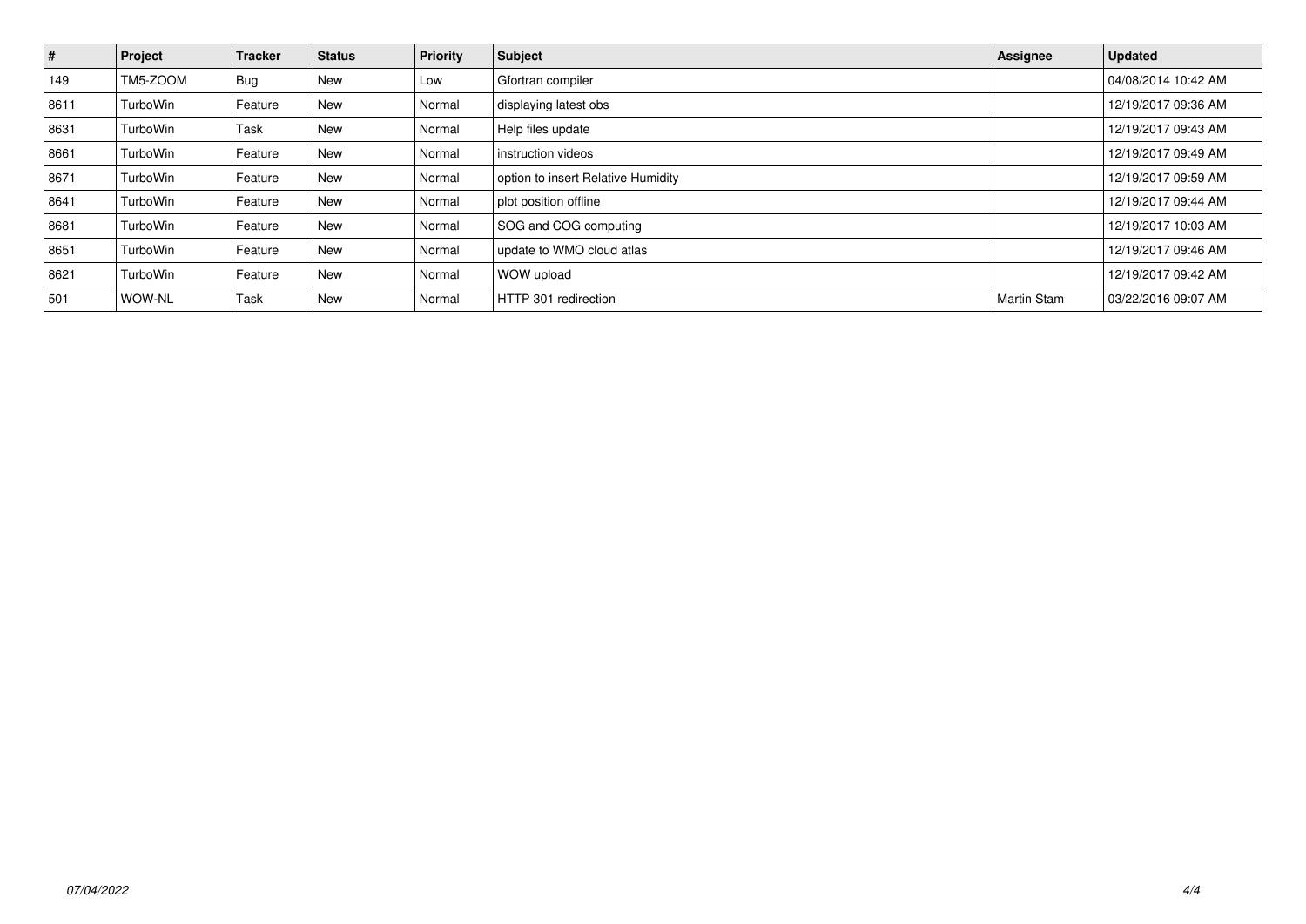| # | Project | Tracker | Status | Priority | Subject | Assignee | Updated |
| --- | --- | --- | --- | --- | --- | --- | --- |
| 149 | TM5-ZOOM | Bug | New | Low | Gfortran compiler | | 04/08/2014 10:42 AM |
| 8611 | TurboWin | Feature | New | Normal | displaying latest obs | | 12/19/2017 09:36 AM |
| 8631 | TurboWin | Task | New | Normal | Help files update | | 12/19/2017 09:43 AM |
| 8661 | TurboWin | Feature | New | Normal | instruction videos | | 12/19/2017 09:49 AM |
| 8671 | TurboWin | Feature | New | Normal | option to insert Relative Humidity | | 12/19/2017 09:59 AM |
| 8641 | TurboWin | Feature | New | Normal | plot position offline | | 12/19/2017 09:44 AM |
| 8681 | TurboWin | Feature | New | Normal | SOG and COG computing | | 12/19/2017 10:03 AM |
| 8651 | TurboWin | Feature | New | Normal | update to WMO cloud atlas | | 12/19/2017 09:46 AM |
| 8621 | TurboWin | Feature | New | Normal | WOW upload | | 12/19/2017 09:42 AM |
| 501 | WOW-NL | Task | New | Normal | HTTP 301 redirection | Martin Stam | 03/22/2016 09:07 AM |

*07/04/2022*